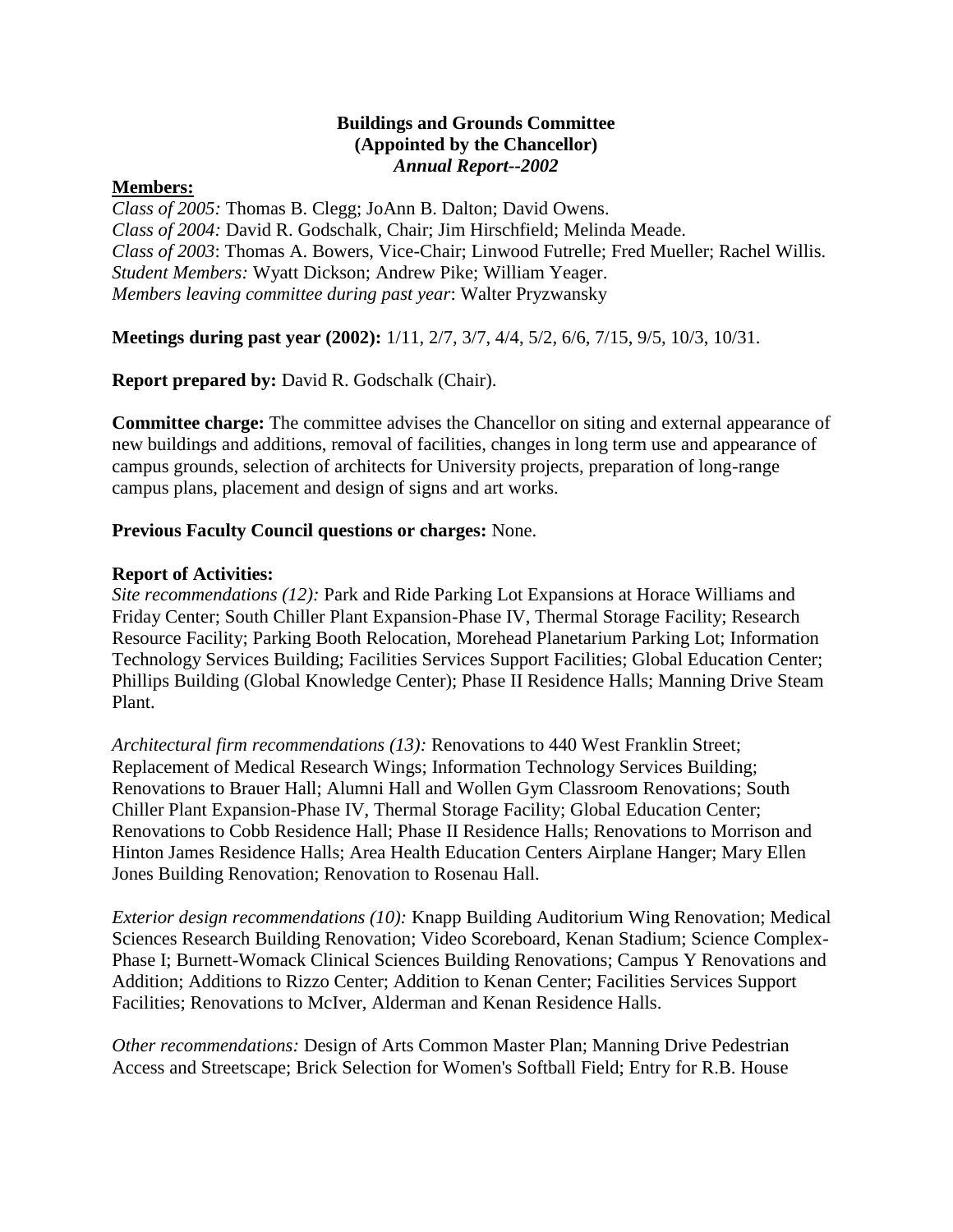**Buildings and Grounds Committee**
**(Appointed by the Chancellor)**
***Annual Report--2002***

**Members:**

*Class of 2005:* Thomas B. Clegg; JoAnn B. Dalton; David Owens.
*Class of 2004:* David R. Godschalk, Chair; Jim Hirschfield; Melinda Meade.
*Class of 2003*: Thomas A. Bowers, Vice-Chair; Linwood Futrelle; Fred Mueller; Rachel Willis.
*Student Members:* Wyatt Dickson; Andrew Pike; William Yeager.
*Members leaving committee during past year*: Walter Pryzwansky

**Meetings during past year (2002):** 1/11, 2/7, 3/7, 4/4, 5/2, 6/6, 7/15, 9/5, 10/3, 10/31.

**Report prepared by:** David R. Godschalk (Chair).

**Committee charge:** The committee advises the Chancellor on siting and external appearance of new buildings and additions, removal of facilities, changes in long term use and appearance of campus grounds, selection of architects for University projects, preparation of long-range campus plans, placement and design of signs and art works.

**Previous Faculty Council questions or charges:** None.

**Report of Activities:**

*Site recommendations (12):* Park and Ride Parking Lot Expansions at Horace Williams and Friday Center; South Chiller Plant Expansion-Phase IV, Thermal Storage Facility; Research Resource Facility; Parking Booth Relocation, Morehead Planetarium Parking Lot; Information Technology Services Building; Facilities Services Support Facilities; Global Education Center; Phillips Building (Global Knowledge Center); Phase II Residence Halls; Manning Drive Steam Plant.

*Architectural firm recommendations (13):* Renovations to 440 West Franklin Street; Replacement of Medical Research Wings; Information Technology Services Building; Renovations to Brauer Hall; Alumni Hall and Wollen Gym Classroom Renovations; South Chiller Plant Expansion-Phase IV, Thermal Storage Facility; Global Education Center; Renovations to Cobb Residence Hall; Phase II Residence Halls; Renovations to Morrison and Hinton James Residence Halls; Area Health Education Centers Airplane Hanger; Mary Ellen Jones Building Renovation; Renovation to Rosenau Hall.

*Exterior design recommendations (10):* Knapp Building Auditorium Wing Renovation; Medical Sciences Research Building Renovation; Video Scoreboard, Kenan Stadium; Science Complex-Phase I; Burnett-Womack Clinical Sciences Building Renovations; Campus Y Renovations and Addition; Additions to Rizzo Center; Addition to Kenan Center; Facilities Services Support Facilities; Renovations to McIver, Alderman and Kenan Residence Halls.

*Other recommendations:* Design of Arts Common Master Plan; Manning Drive Pedestrian Access and Streetscape; Brick Selection for Women's Softball Field; Entry for R.B. House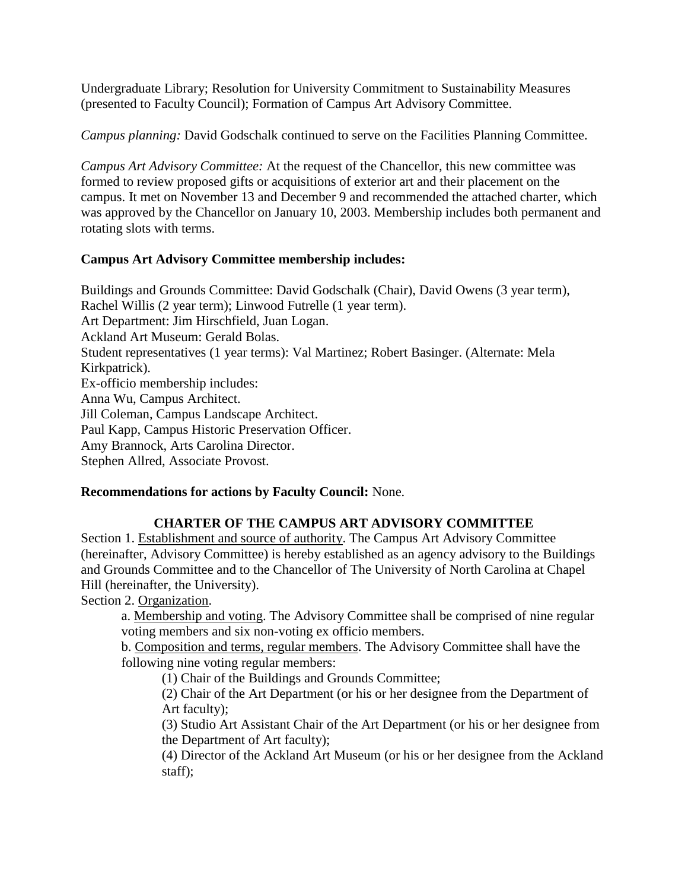Undergraduate Library; Resolution for University Commitment to Sustainability Measures (presented to Faculty Council); Formation of Campus Art Advisory Committee.

*Campus planning:* David Godschalk continued to serve on the Facilities Planning Committee.

*Campus Art Advisory Committee:* At the request of the Chancellor, this new committee was formed to review proposed gifts or acquisitions of exterior art and their placement on the campus. It met on November 13 and December 9 and recommended the attached charter, which was approved by the Chancellor on January 10, 2003. Membership includes both permanent and rotating slots with terms.

**Campus Art Advisory Committee membership includes:**

Buildings and Grounds Committee: David Godschalk (Chair), David Owens (3 year term), Rachel Willis (2 year term); Linwood Futrelle (1 year term).
Art Department: Jim Hirschfield, Juan Logan.
Ackland Art Museum: Gerald Bolas.
Student representatives (1 year terms): Val Martinez; Robert Basinger. (Alternate: Mela Kirkpatrick).
Ex-officio membership includes:
Anna Wu, Campus Architect.
Jill Coleman, Campus Landscape Architect.
Paul Kapp, Campus Historic Preservation Officer.
Amy Brannock, Arts Carolina Director.
Stephen Allred, Associate Provost.

**Recommendations for actions by Faculty Council:** None.

## CHARTER OF THE CAMPUS ART ADVISORY COMMITTEE

Section 1. Establishment and source of authority. The Campus Art Advisory Committee (hereinafter, Advisory Committee) is hereby established as an agency advisory to the Buildings and Grounds Committee and to the Chancellor of The University of North Carolina at Chapel Hill (hereinafter, the University).

Section 2. Organization.

a. Membership and voting. The Advisory Committee shall be comprised of nine regular voting members and six non-voting ex officio members.

b. Composition and terms, regular members. The Advisory Committee shall have the following nine voting regular members:

(1) Chair of the Buildings and Grounds Committee;

(2) Chair of the Art Department (or his or her designee from the Department of Art faculty);

(3) Studio Art Assistant Chair of the Art Department (or his or her designee from the Department of Art faculty);

(4) Director of the Ackland Art Museum (or his or her designee from the Ackland staff);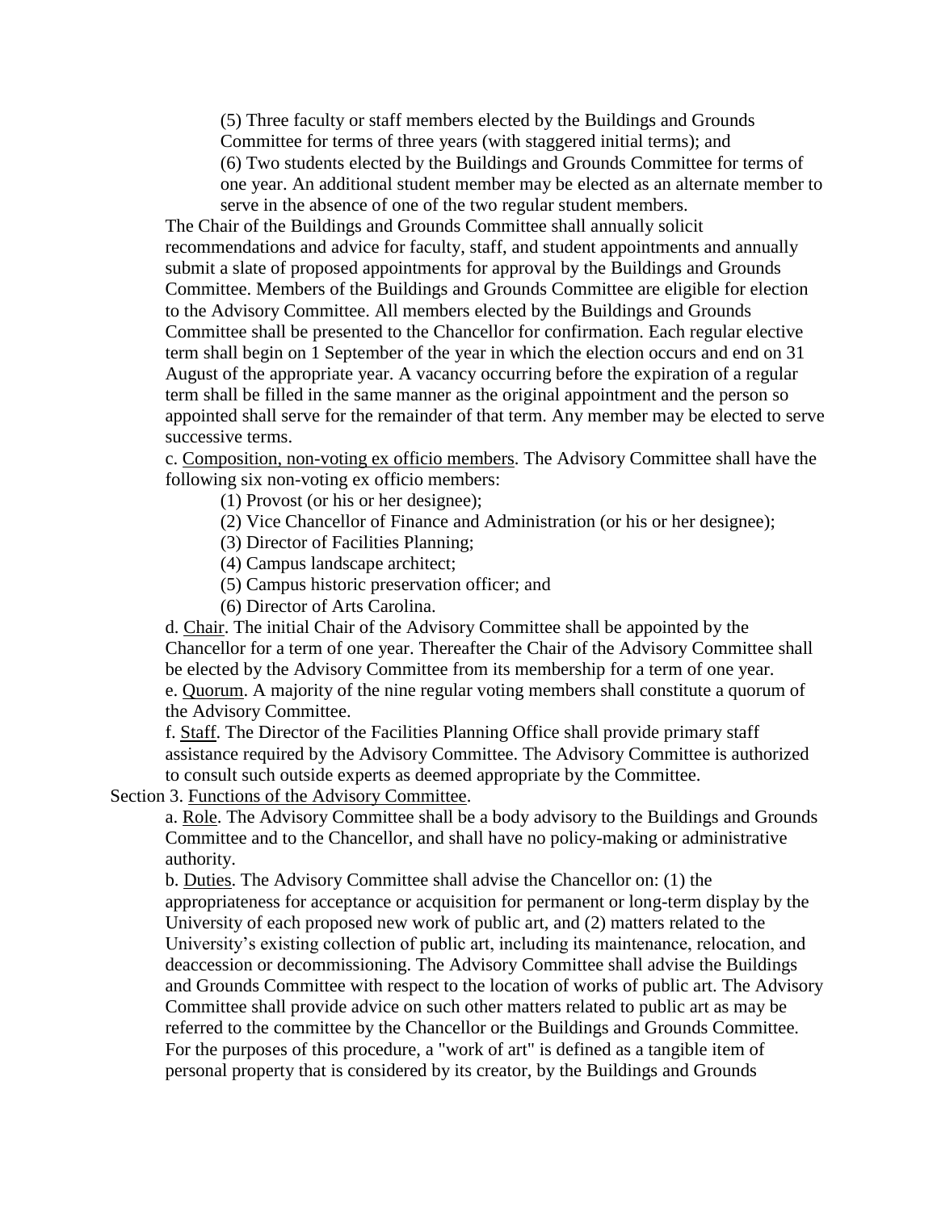(5) Three faculty or staff members elected by the Buildings and Grounds Committee for terms of three years (with staggered initial terms); and

(6) Two students elected by the Buildings and Grounds Committee for terms of one year. An additional student member may be elected as an alternate member to serve in the absence of one of the two regular student members.

The Chair of the Buildings and Grounds Committee shall annually solicit recommendations and advice for faculty, staff, and student appointments and annually submit a slate of proposed appointments for approval by the Buildings and Grounds Committee. Members of the Buildings and Grounds Committee are eligible for election to the Advisory Committee. All members elected by the Buildings and Grounds Committee shall be presented to the Chancellor for confirmation. Each regular elective term shall begin on 1 September of the year in which the election occurs and end on 31 August of the appropriate year. A vacancy occurring before the expiration of a regular term shall be filled in the same manner as the original appointment and the person so appointed shall serve for the remainder of that term. Any member may be elected to serve successive terms.

c. Composition, non-voting ex officio members. The Advisory Committee shall have the following six non-voting ex officio members:

(1) Provost (or his or her designee);

(2) Vice Chancellor of Finance and Administration (or his or her designee);

(3) Director of Facilities Planning;

(4) Campus landscape architect;

(5) Campus historic preservation officer; and

(6) Director of Arts Carolina.

d. Chair. The initial Chair of the Advisory Committee shall be appointed by the Chancellor for a term of one year. Thereafter the Chair of the Advisory Committee shall be elected by the Advisory Committee from its membership for a term of one year.

e. Quorum. A majority of the nine regular voting members shall constitute a quorum of the Advisory Committee.

f. Staff. The Director of the Facilities Planning Office shall provide primary staff assistance required by the Advisory Committee. The Advisory Committee is authorized to consult such outside experts as deemed appropriate by the Committee.

Section 3. Functions of the Advisory Committee.

a. Role. The Advisory Committee shall be a body advisory to the Buildings and Grounds Committee and to the Chancellor, and shall have no policy-making or administrative authority.

b. Duties. The Advisory Committee shall advise the Chancellor on: (1) the appropriateness for acceptance or acquisition for permanent or long-term display by the University of each proposed new work of public art, and (2) matters related to the University's existing collection of public art, including its maintenance, relocation, and deaccession or decommissioning. The Advisory Committee shall advise the Buildings and Grounds Committee with respect to the location of works of public art. The Advisory Committee shall provide advice on such other matters related to public art as may be referred to the committee by the Chancellor or the Buildings and Grounds Committee. For the purposes of this procedure, a "work of art" is defined as a tangible item of personal property that is considered by its creator, by the Buildings and Grounds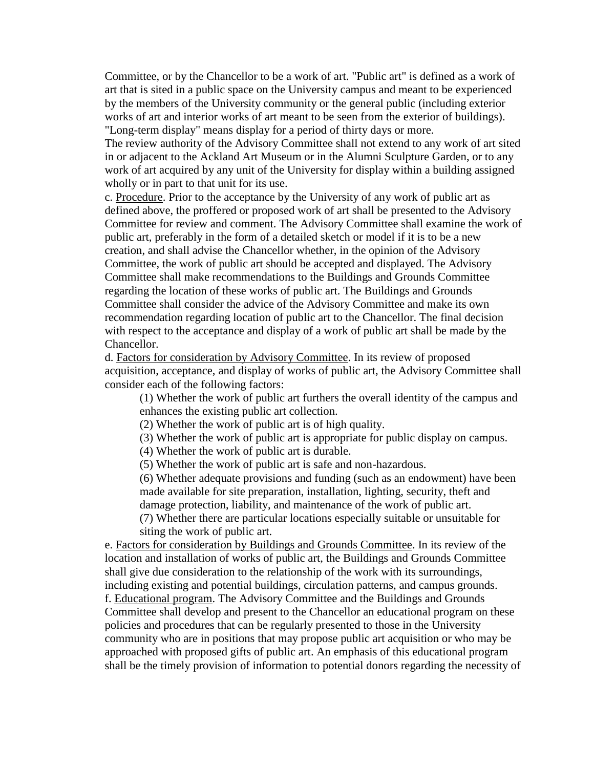Committee, or by the Chancellor to be a work of art. "Public art" is defined as a work of art that is sited in a public space on the University campus and meant to be experienced by the members of the University community or the general public (including exterior works of art and interior works of art meant to be seen from the exterior of buildings). "Long-term display" means display for a period of thirty days or more.

The review authority of the Advisory Committee shall not extend to any work of art sited in or adjacent to the Ackland Art Museum or in the Alumni Sculpture Garden, or to any work of art acquired by any unit of the University for display within a building assigned wholly or in part to that unit for its use.

c. Procedure. Prior to the acceptance by the University of any work of public art as defined above, the proffered or proposed work of art shall be presented to the Advisory Committee for review and comment. The Advisory Committee shall examine the work of public art, preferably in the form of a detailed sketch or model if it is to be a new creation, and shall advise the Chancellor whether, in the opinion of the Advisory Committee, the work of public art should be accepted and displayed. The Advisory Committee shall make recommendations to the Buildings and Grounds Committee regarding the location of these works of public art. The Buildings and Grounds Committee shall consider the advice of the Advisory Committee and make its own recommendation regarding location of public art to the Chancellor. The final decision with respect to the acceptance and display of a work of public art shall be made by the Chancellor.

d. Factors for consideration by Advisory Committee. In its review of proposed acquisition, acceptance, and display of works of public art, the Advisory Committee shall consider each of the following factors:

(1) Whether the work of public art furthers the overall identity of the campus and enhances the existing public art collection.

(2) Whether the work of public art is of high quality.

(3) Whether the work of public art is appropriate for public display on campus.

(4) Whether the work of public art is durable.

(5) Whether the work of public art is safe and non-hazardous.

(6) Whether adequate provisions and funding (such as an endowment) have been made available for site preparation, installation, lighting, security, theft and damage protection, liability, and maintenance of the work of public art.

(7) Whether there are particular locations especially suitable or unsuitable for siting the work of public art.

e. Factors for consideration by Buildings and Grounds Committee. In its review of the location and installation of works of public art, the Buildings and Grounds Committee shall give due consideration to the relationship of the work with its surroundings, including existing and potential buildings, circulation patterns, and campus grounds.

f. Educational program. The Advisory Committee and the Buildings and Grounds Committee shall develop and present to the Chancellor an educational program on these policies and procedures that can be regularly presented to those in the University community who are in positions that may propose public art acquisition or who may be approached with proposed gifts of public art. An emphasis of this educational program shall be the timely provision of information to potential donors regarding the necessity of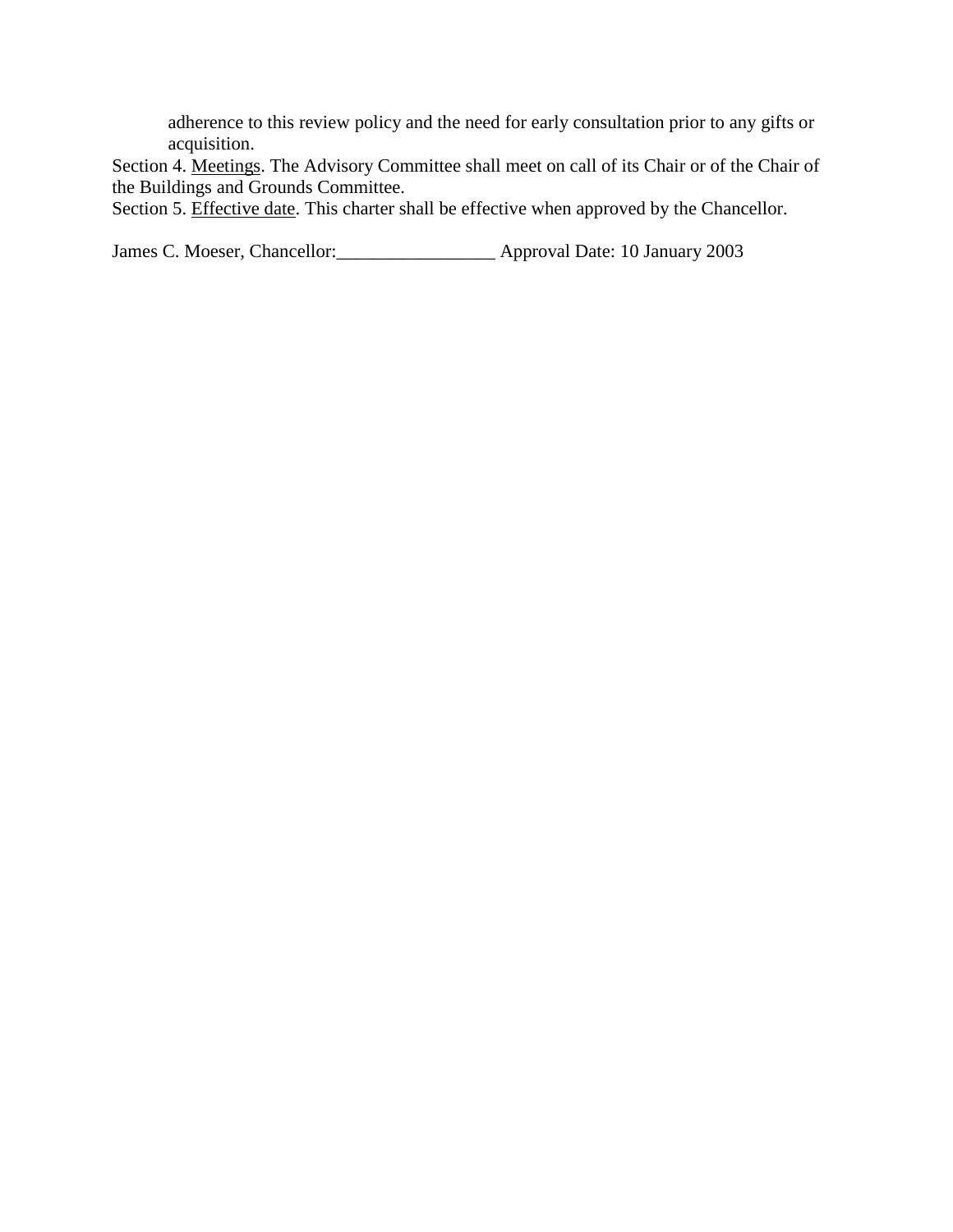adherence to this review policy and the need for early consultation prior to any gifts or acquisition.

Section 4. <u>Meetings</u>. The Advisory Committee shall meet on call of its Chair or of the Chair of the Buildings and Grounds Committee.

Section 5. <u>Effective date</u>. This charter shall be effective when approved by the Chancellor.

James C. Moeser, Chancellor:_________________ Approval Date: 10 January 2003